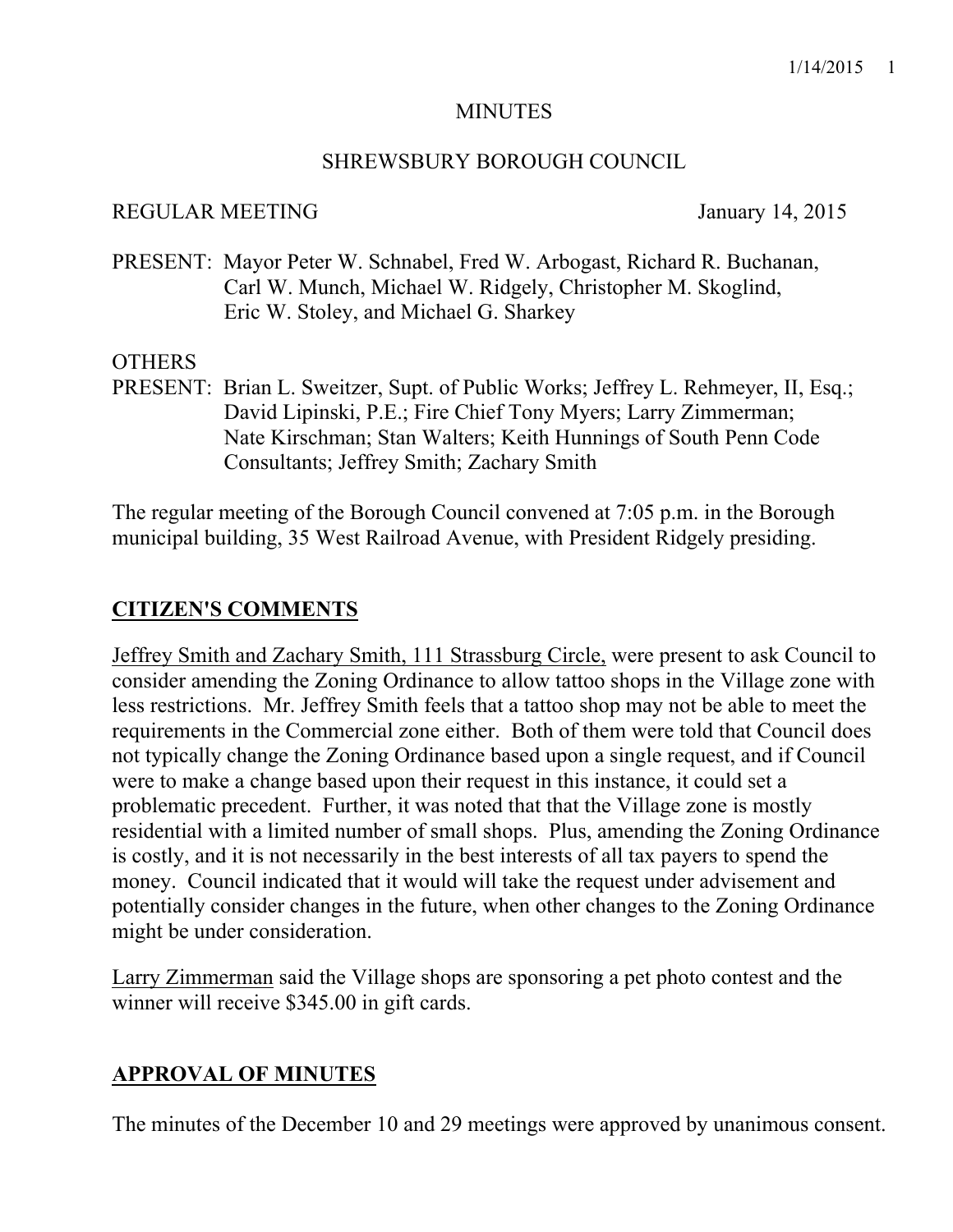# MINUTES

## SHREWSBURY BOROUGH COUNCIL

REGULAR MEETING January 14, 2015

PRESENT: Mayor Peter W. Schnabel, Fred W. Arbogast, Richard R. Buchanan, Carl W. Munch, Michael W. Ridgely, Christopher M. Skoglind, Eric W. Stoley, and Michael G. Sharkey

OTHERS PRESENT: Brian L. Sweitzer, Supt. of Public Works; Jeffrey L. Rehmeyer, II, Esq.; David Lipinski, P.E.; Fire Chief Tony Myers; Larry Zimmerman; Nate Kirschman; Stan Walters; Keith Hunnings of South Penn Code Consultants; Jeffrey Smith; Zachary Smith

The regular meeting of the Borough Council convened at 7:05 p.m. in the Borough municipal building, 35 West Railroad Avenue, with President Ridgely presiding.

## CITIZEN'S COMMENTS

Jeffrey Smith and Zachary Smith, 111 Strassburg Circle, were present to ask Council to consider amending the Zoning Ordinance to allow tattoo shops in the Village zone with less restrictions. Mr. Jeffrey Smith feels that a tattoo shop may not be able to meet the requirements in the Commercial zone either. Both of them were told that Council does not typically change the Zoning Ordinance based upon a single request, and if Council were to make a change based upon their request in this instance, it could set a problematic precedent. Further, it was noted that that the Village zone is mostly residential with a limited number of small shops. Plus, amending the Zoning Ordinance is costly, and it is not necessarily in the best interests of all tax payers to spend the money. Council indicated that it would will take the request under advisement and potentially consider changes in the future, when other changes to the Zoning Ordinance might be under consideration.

Larry Zimmerman said the Village shops are sponsoring a pet photo contest and the winner will receive $345.00 in gift cards.

## APPROVAL OF MINUTES

The minutes of the December 10 and 29 meetings were approved by unanimous consent.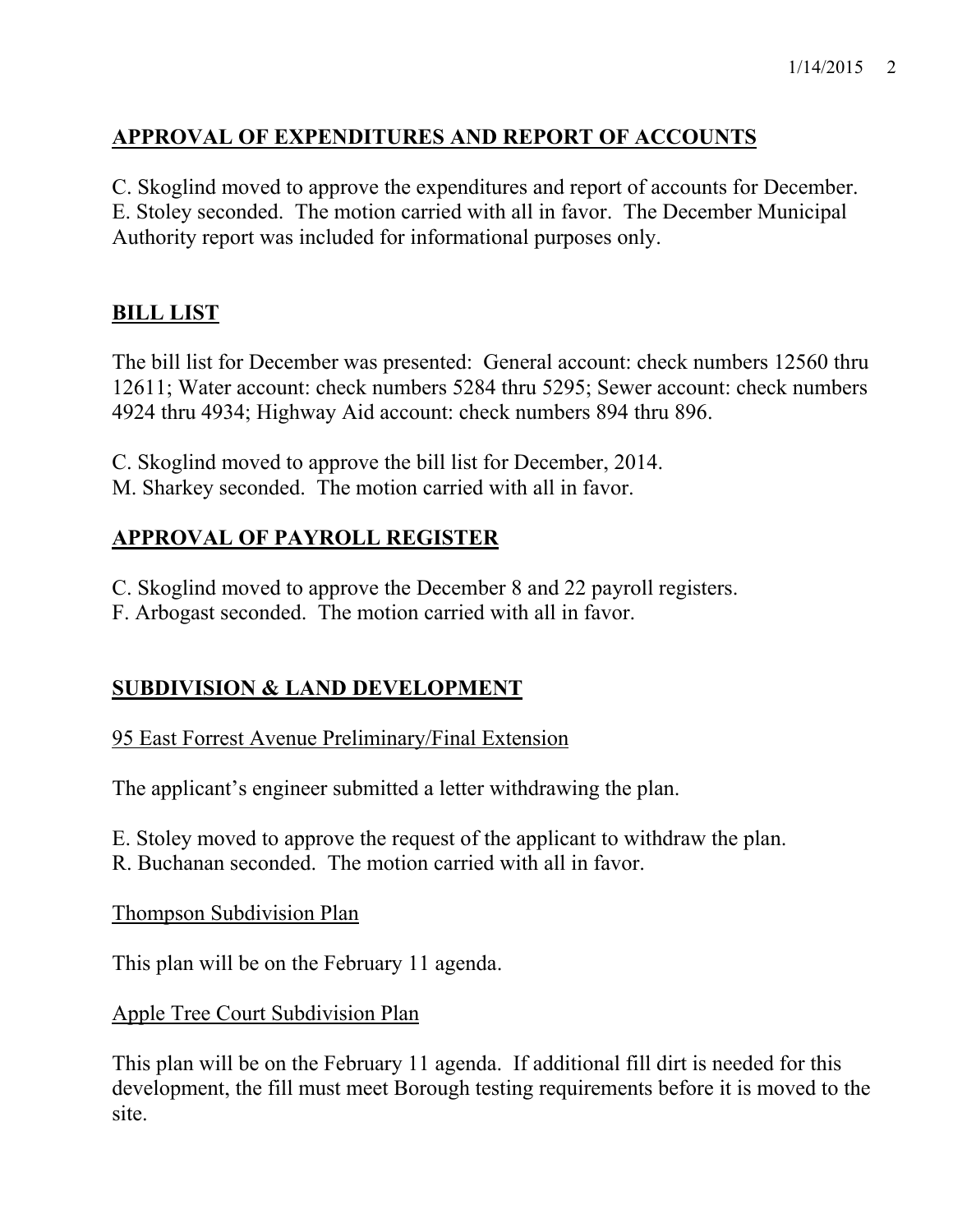## APPROVAL OF EXPENDITURES AND REPORT OF ACCOUNTS

C. Skoglind moved to approve the expenditures and report of accounts for December. E. Stoley seconded. The motion carried with all in favor. The December Municipal Authority report was included for informational purposes only.

## BILL LIST

The bill list for December was presented: General account: check numbers 12560 thru 12611; Water account: check numbers 5284 thru 5295; Sewer account: check numbers 4924 thru 4934; Highway Aid account: check numbers 894 thru 896.

C. Skoglind moved to approve the bill list for December, 2014.
M. Sharkey seconded. The motion carried with all in favor.

## APPROVAL OF PAYROLL REGISTER

C. Skoglind moved to approve the December 8 and 22 payroll registers.
F. Arbogast seconded. The motion carried with all in favor.

## SUBDIVISION & LAND DEVELOPMENT

### 95 East Forrest Avenue Preliminary/Final Extension

The applicant's engineer submitted a letter withdrawing the plan.

E. Stoley moved to approve the request of the applicant to withdraw the plan.
R. Buchanan seconded. The motion carried with all in favor.

### Thompson Subdivision Plan

This plan will be on the February 11 agenda.

### Apple Tree Court Subdivision Plan

This plan will be on the February 11 agenda. If additional fill dirt is needed for this development, the fill must meet Borough testing requirements before it is moved to the site.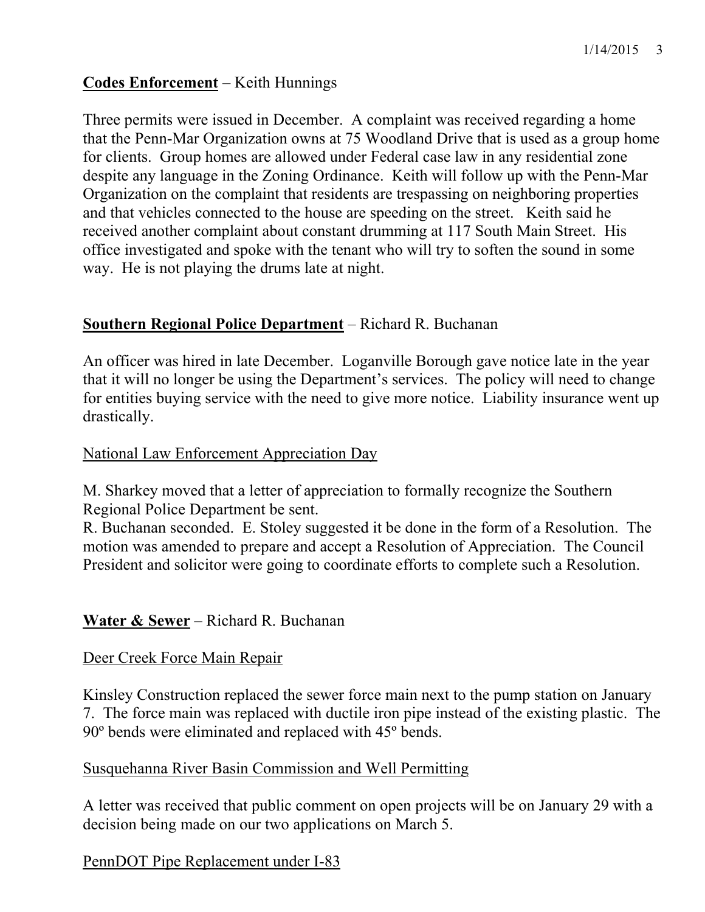**Codes Enforcement** – Keith Hunnings

Three permits were issued in December. A complaint was received regarding a home that the Penn-Mar Organization owns at 75 Woodland Drive that is used as a group home for clients. Group homes are allowed under Federal case law in any residential zone despite any language in the Zoning Ordinance. Keith will follow up with the Penn-Mar Organization on the complaint that residents are trespassing on neighboring properties and that vehicles connected to the house are speeding on the street. Keith said he received another complaint about constant drumming at 117 South Main Street. His office investigated and spoke with the tenant who will try to soften the sound in some way. He is not playing the drums late at night.

**Southern Regional Police Department** – Richard R. Buchanan

An officer was hired in late December. Loganville Borough gave notice late in the year that it will no longer be using the Department's services. The policy will need to change for entities buying service with the need to give more notice. Liability insurance went up drastically.

National Law Enforcement Appreciation Day

M. Sharkey moved that a letter of appreciation to formally recognize the Southern Regional Police Department be sent.
R. Buchanan seconded. E. Stoley suggested it be done in the form of a Resolution. The motion was amended to prepare and accept a Resolution of Appreciation. The Council President and solicitor were going to coordinate efforts to complete such a Resolution.

**Water & Sewer** – Richard R. Buchanan

Deer Creek Force Main Repair

Kinsley Construction replaced the sewer force main next to the pump station on January 7. The force main was replaced with ductile iron pipe instead of the existing plastic. The 90º bends were eliminated and replaced with 45º bends.

Susquehanna River Basin Commission and Well Permitting

A letter was received that public comment on open projects will be on January 29 with a decision being made on our two applications on March 5.

PennDOT Pipe Replacement under I-83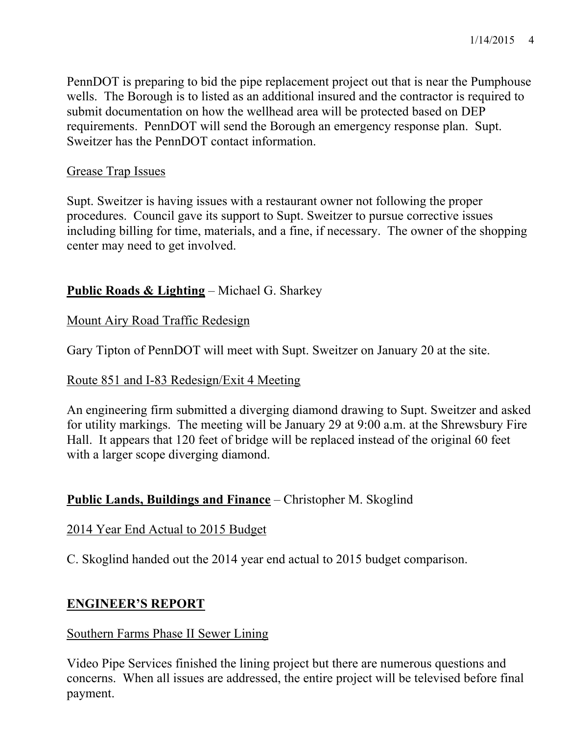PennDOT is preparing to bid the pipe replacement project out that is near the Pumphouse wells. The Borough is to listed as an additional insured and the contractor is required to submit documentation on how the wellhead area will be protected based on DEP requirements. PennDOT will send the Borough an emergency response plan. Supt. Sweitzer has the PennDOT contact information.

<u>Grease Trap Issues</u>

Supt. Sweitzer is having issues with a restaurant owner not following the proper procedures. Council gave its support to Supt. Sweitzer to pursue corrective issues including billing for time, materials, and a fine, if necessary. The owner of the shopping center may need to get involved.

**<u>Public Roads & Lighting</u>** – Michael G. Sharkey

<u>Mount Airy Road Traffic Redesign</u>

Gary Tipton of PennDOT will meet with Supt. Sweitzer on January 20 at the site.

<u>Route 851 and I-83 Redesign/Exit 4 Meeting</u>

An engineering firm submitted a diverging diamond drawing to Supt. Sweitzer and asked for utility markings. The meeting will be January 29 at 9:00 a.m. at the Shrewsbury Fire Hall. It appears that 120 feet of bridge will be replaced instead of the original 60 feet with a larger scope diverging diamond.

**<u>Public Lands, Buildings and Finance</u>** – Christopher M. Skoglind

<u>2014 Year End Actual to 2015 Budget</u>

C. Skoglind handed out the 2014 year end actual to 2015 budget comparison.

## <u>ENGINEER'S REPORT</u>

<u>Southern Farms Phase II Sewer Lining</u>

Video Pipe Services finished the lining project but there are numerous questions and concerns. When all issues are addressed, the entire project will be televised before final payment.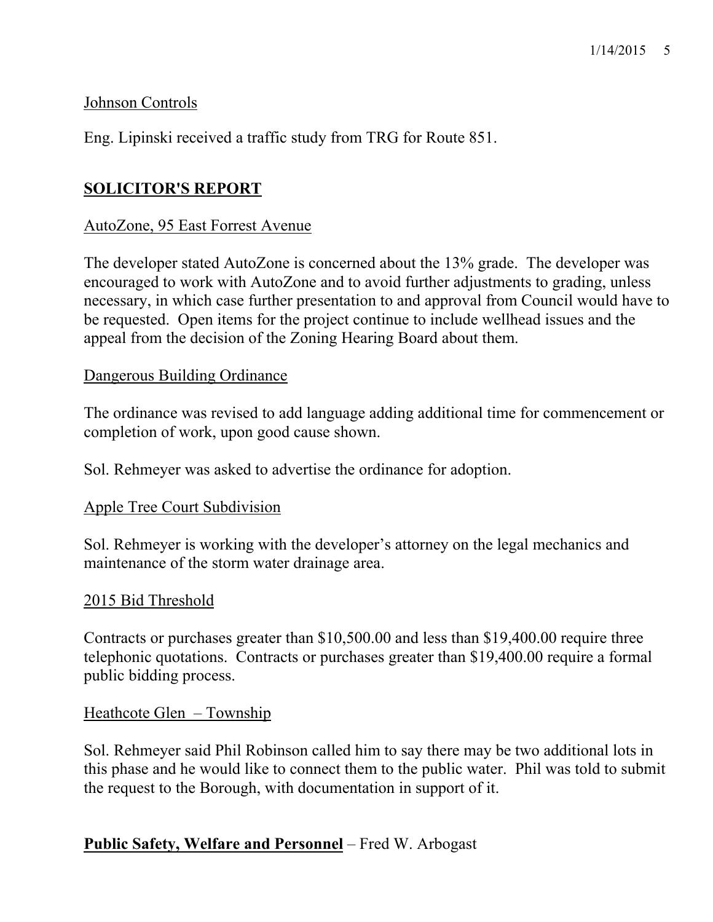Johnson Controls

Eng. Lipinski received a traffic study from TRG for Route 851.

## **SOLICITOR'S REPORT**

AutoZone, 95 East Forrest Avenue

The developer stated AutoZone is concerned about the 13% grade. The developer was encouraged to work with AutoZone and to avoid further adjustments to grading, unless necessary, in which case further presentation to and approval from Council would have to be requested. Open items for the project continue to include wellhead issues and the appeal from the decision of the Zoning Hearing Board about them.

Dangerous Building Ordinance

The ordinance was revised to add language adding additional time for commencement or completion of work, upon good cause shown.

Sol. Rehmeyer was asked to advertise the ordinance for adoption.

Apple Tree Court Subdivision

Sol. Rehmeyer is working with the developer's attorney on the legal mechanics and maintenance of the storm water drainage area.

2015 Bid Threshold

Contracts or purchases greater than $10,500.00 and less than $19,400.00 require three telephonic quotations. Contracts or purchases greater than $19,400.00 require a formal public bidding process.

Heathcote Glen – Township

Sol. Rehmeyer said Phil Robinson called him to say there may be two additional lots in this phase and he would like to connect them to the public water. Phil was told to submit the request to the Borough, with documentation in support of it.

**Public Safety, Welfare and Personnel** – Fred W. Arbogast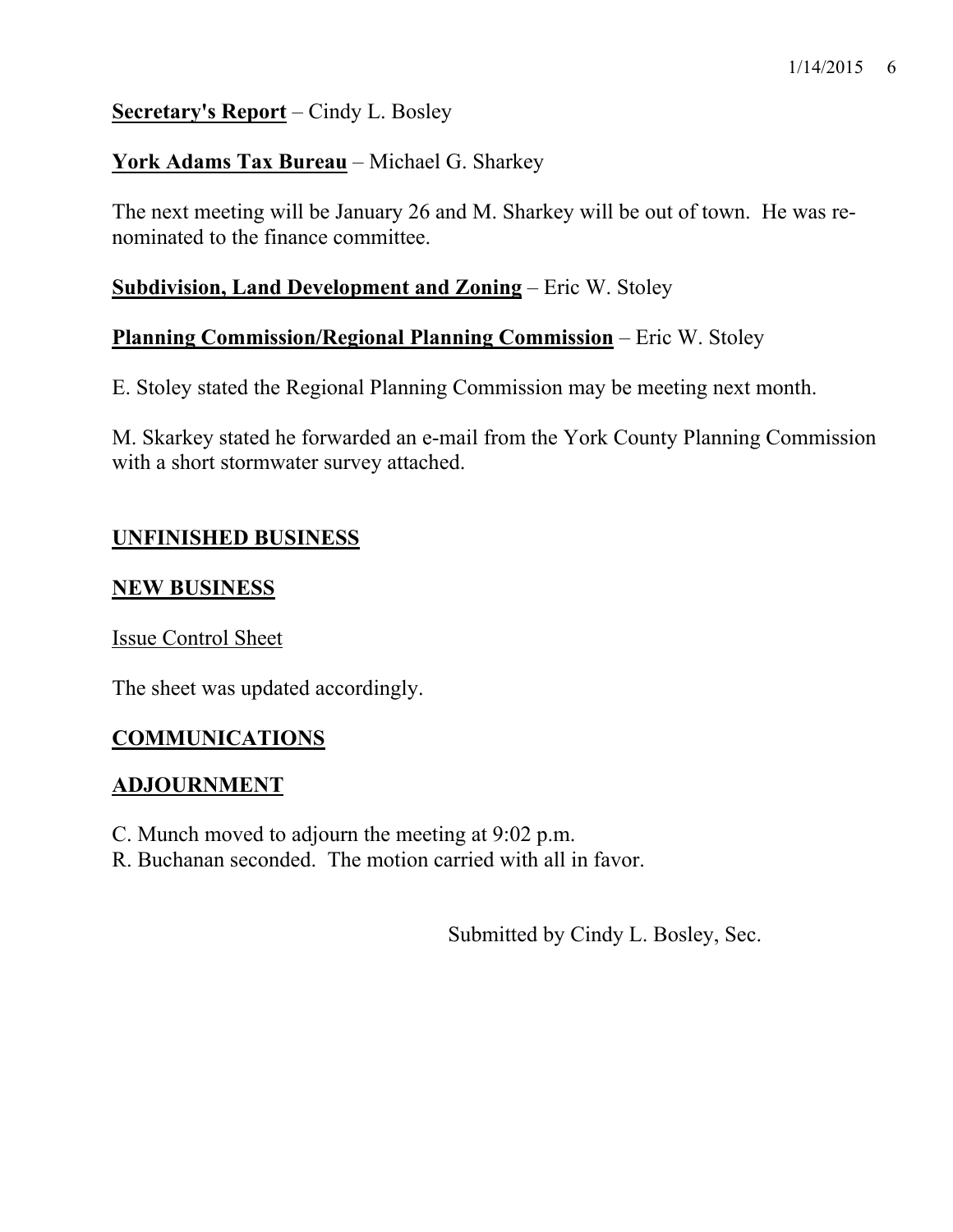**Secretary's Report** – Cindy L. Bosley

**York Adams Tax Bureau** – Michael G. Sharkey

The next meeting will be January 26 and M. Sharkey will be out of town. He was re-nominated to the finance committee.

**Subdivision, Land Development and Zoning** – Eric W. Stoley

**Planning Commission/Regional Planning Commission** – Eric W. Stoley

E. Stoley stated the Regional Planning Commission may be meeting next month.

M. Skarkey stated he forwarded an e-mail from the York County Planning Commission with a short stormwater survey attached.

## UNFINISHED BUSINESS

## NEW BUSINESS

Issue Control Sheet

The sheet was updated accordingly.

## COMMUNICATIONS

## ADJOURNMENT

C. Munch moved to adjourn the meeting at 9:02 p.m.
R. Buchanan seconded. The motion carried with all in favor.

Submitted by Cindy L. Bosley, Sec.